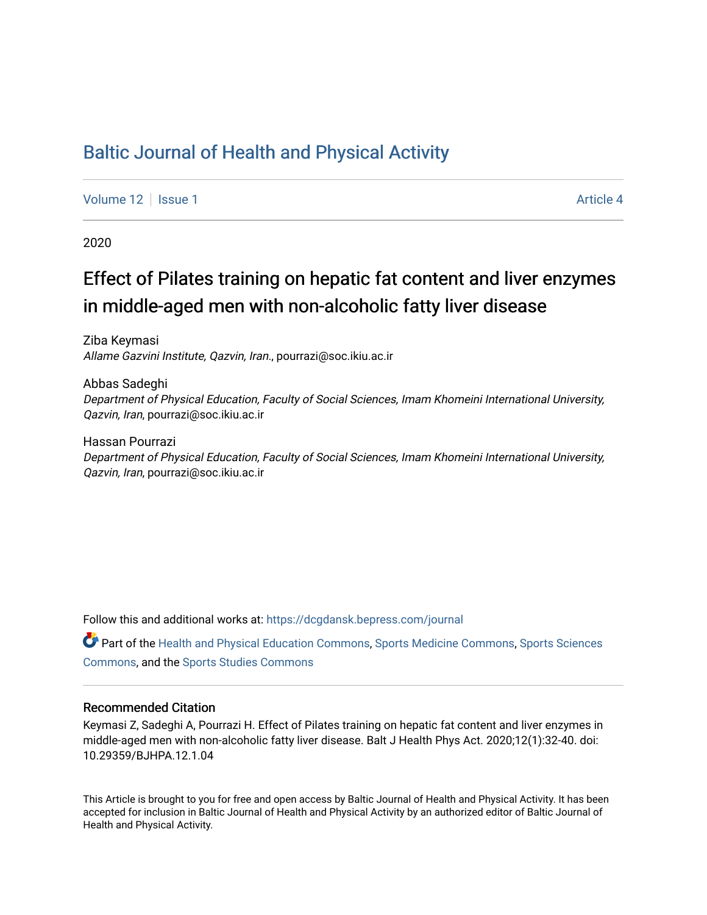# Baltic Journal of Health and Physical Activity

Volume 12 | Issue 1 — Article 4

2020

## Effect of Pilates training on hepatic fat content and liver enzymes in middle-aged men with non-alcoholic fatty liver disease

Ziba Keymasi
*Allame Gazvini Institute, Qazvin, Iran.*, pourrazi@soc.ikiu.ac.ir

Abbas Sadeghi
*Department of Physical Education, Faculty of Social Sciences, Imam Khomeini International University, Qazvin, Iran*, pourrazi@soc.ikiu.ac.ir

Hassan Pourrazi
*Department of Physical Education, Faculty of Social Sciences, Imam Khomeini International University, Qazvin, Iran*, pourrazi@soc.ikiu.ac.ir

Follow this and additional works at: https://dcgdansk.bepress.com/journal

Part of the Health and Physical Education Commons, Sports Medicine Commons, Sports Sciences Commons, and the Sports Studies Commons

### Recommended Citation

Keymasi Z, Sadeghi A, Pourrazi H. Effect of Pilates training on hepatic fat content and liver enzymes in middle-aged men with non-alcoholic fatty liver disease. Balt J Health Phys Act. 2020;12(1):32-40. doi: 10.29359/BJHPA.12.1.04

This Article is brought to you for free and open access by Baltic Journal of Health and Physical Activity. It has been accepted for inclusion in Baltic Journal of Health and Physical Activity by an authorized editor of Baltic Journal of Health and Physical Activity.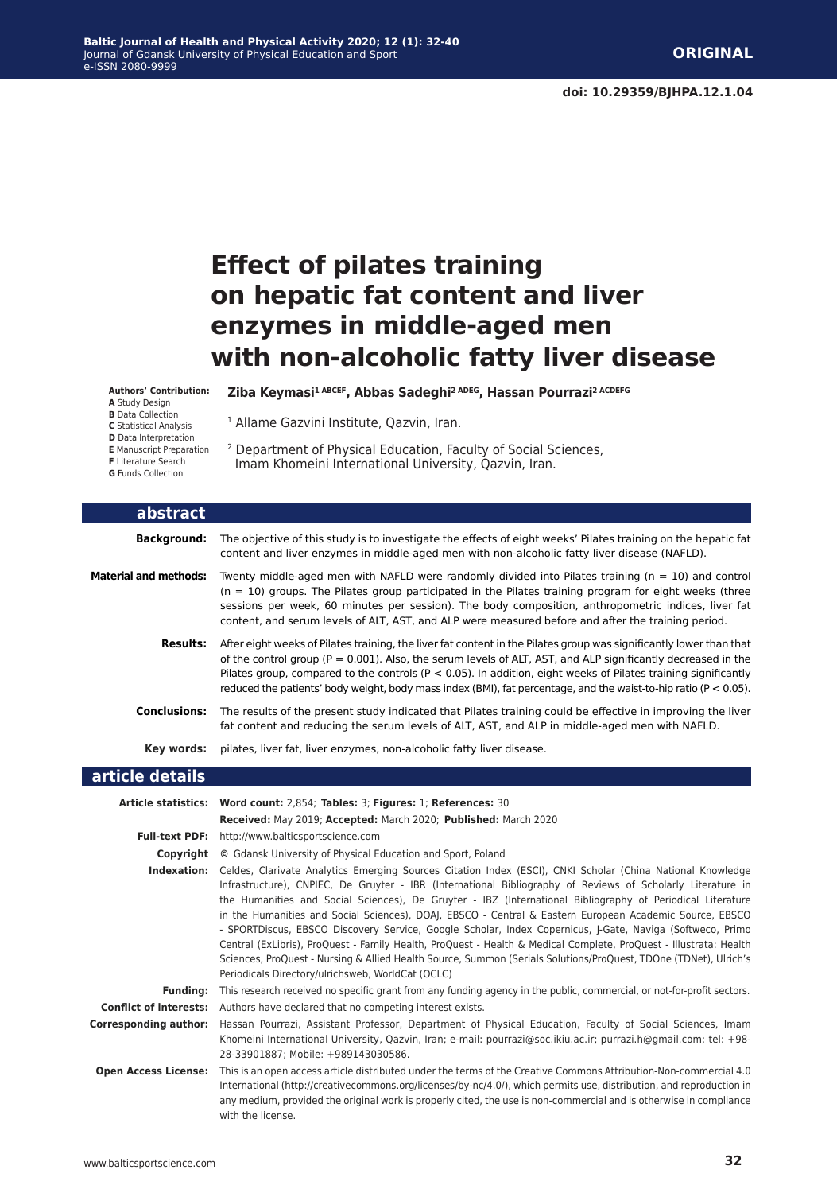doi: 10.29359/BJHPA.12.1.04

# Effect of pilates training on hepatic fat content and liver enzymes in middle-aged men with non-alcoholic fatty liver disease

**Authors' Contribution:**
**A** Study Design
**B** Data Collection
**C** Statistical Analysis
**D** Data Interpretation
**E** Manuscript Preparation
**F** Literature Search
**G** Funds Collection

**Ziba Keymasi[1 ABCEF], Abbas Sadeghi[2 ADEG], Hassan Pourrazi[2 ACDEFG]**

[1] Allame Gazvini Institute, Qazvin, Iran.

[2] Department of Physical Education, Faculty of Social Sciences, Imam Khomeini International University, Qazvin, Iran.

## abstract

**Background:** The objective of this study is to investigate the effects of eight weeks' Pilates training on the hepatic fat content and liver enzymes in middle-aged men with non-alcoholic fatty liver disease (NAFLD).

**Material and methods:** Twenty middle-aged men with NAFLD were randomly divided into Pilates training (n = 10) and control (n = 10) groups. The Pilates group participated in the Pilates training program for eight weeks (three sessions per week, 60 minutes per session). The body composition, anthropometric indices, liver fat content, and serum levels of ALT, AST, and ALP were measured before and after the training period.

**Results:** After eight weeks of Pilates training, the liver fat content in the Pilates group was significantly lower than that of the control group ($P = 0.001$). Also, the serum levels of ALT, AST, and ALP significantly decreased in the Pilates group, compared to the controls ($P < 0.05$). In addition, eight weeks of Pilates training significantly reduced the patients' body weight, body mass index (BMI), fat percentage, and the waist-to-hip ratio ($P < 0.05$).

**Conclusions:** The results of the present study indicated that Pilates training could be effective in improving the liver fat content and reducing the serum levels of ALT, AST, and ALP in middle-aged men with NAFLD.

**Key words:** pilates, liver fat, liver enzymes, non-alcoholic fatty liver disease.

## article details

**Article statistics:** **Word count:** 2,854; **Tables:** 3; **Figures:** 1; **References:** 30
**Received:** May 2019; **Accepted:** March 2020; **Published:** March 2020

**Full-text PDF:** http://www.balticsportscience.com

**Copyright** © Gdansk University of Physical Education and Sport, Poland

**Indexation:** Celdes, Clarivate Analytics Emerging Sources Citation Index (ESCI), CNKI Scholar (China National Knowledge Infrastructure), CNPIEC, De Gruyter - IBR (International Bibliography of Reviews of Scholarly Literature in the Humanities and Social Sciences), De Gruyter - IBZ (International Bibliography of Periodical Literature in the Humanities and Social Sciences), DOAJ, EBSCO - Central & Eastern European Academic Source, EBSCO - SPORTDiscus, EBSCO Discovery Service, Google Scholar, Index Copernicus, J-Gate, Naviga (Softweco, Primo Central (ExLibris), ProQuest - Family Health, ProQuest - Health & Medical Complete, ProQuest - Illustrata: Health Sciences, ProQuest - Nursing & Allied Health Source, Summon (Serials Solutions/ProQuest, TDOne (TDNet), Ulrich's Periodicals Directory/ulrichsweb, WorldCat (OCLC)

**Funding:** This research received no specific grant from any funding agency in the public, commercial, or not-for-profit sectors.

**Conflict of interests:** Authors have declared that no competing interest exists.

**Corresponding author:** Hassan Pourrazi, Assistant Professor, Department of Physical Education, Faculty of Social Sciences, Imam Khomeini International University, Qazvin, Iran; e-mail: pourrazi@soc.ikiu.ac.ir; purrazi.h@gmail.com; tel: +98-28-33901887; Mobile: +989143030586.

**Open Access License:** This is an open access article distributed under the terms of the Creative Commons Attribution-Non-commercial 4.0 International (http://creativecommons.org/licenses/by-nc/4.0/), which permits use, distribution, and reproduction in any medium, provided the original work is properly cited, the use is non-commercial and is otherwise in compliance with the license.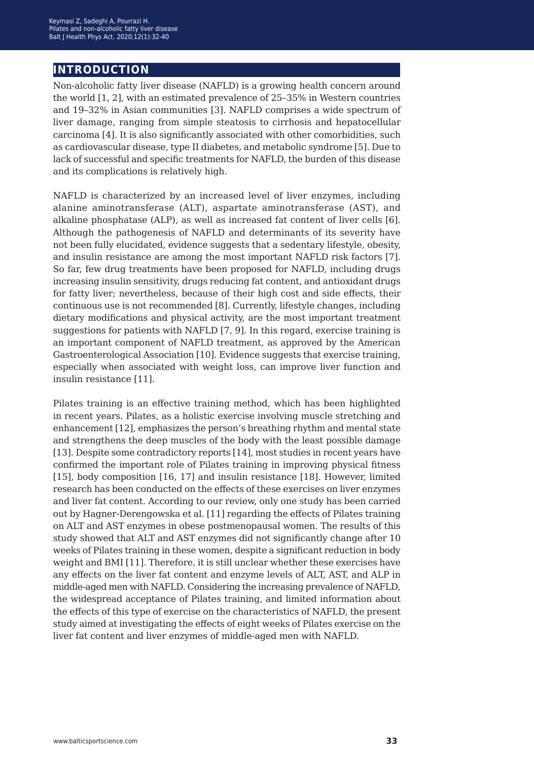# INTRODUCTION

Non-alcoholic fatty liver disease (NAFLD) is a growing health concern around the world [1, 2], with an estimated prevalence of 25–35% in Western countries and 19–32% in Asian communities [3]. NAFLD comprises a wide spectrum of liver damage, ranging from simple steatosis to cirrhosis and hepatocellular carcinoma [4]. It is also significantly associated with other comorbidities, such as cardiovascular disease, type II diabetes, and metabolic syndrome [5]. Due to lack of successful and specific treatments for NAFLD, the burden of this disease and its complications is relatively high.

NAFLD is characterized by an increased level of liver enzymes, including alanine aminotransferase (ALT), aspartate aminotransferase (AST), and alkaline phosphatase (ALP), as well as increased fat content of liver cells [6]. Although the pathogenesis of NAFLD and determinants of its severity have not been fully elucidated, evidence suggests that a sedentary lifestyle, obesity, and insulin resistance are among the most important NAFLD risk factors [7]. So far, few drug treatments have been proposed for NAFLD, including drugs increasing insulin sensitivity, drugs reducing fat content, and antioxidant drugs for fatty liver; nevertheless, because of their high cost and side effects, their continuous use is not recommended [8]. Currently, lifestyle changes, including dietary modifications and physical activity, are the most important treatment suggestions for patients with NAFLD [7, 9]. In this regard, exercise training is an important component of NAFLD treatment, as approved by the American Gastroenterological Association [10]. Evidence suggests that exercise training, especially when associated with weight loss, can improve liver function and insulin resistance [11].

Pilates training is an effective training method, which has been highlighted in recent years. Pilates, as a holistic exercise involving muscle stretching and enhancement [12], emphasizes the person's breathing rhythm and mental state and strengthens the deep muscles of the body with the least possible damage [13]. Despite some contradictory reports [14], most studies in recent years have confirmed the important role of Pilates training in improving physical fitness [15], body composition [16, 17] and insulin resistance [18]. However, limited research has been conducted on the effects of these exercises on liver enzymes and liver fat content. According to our review, only one study has been carried out by Hagner-Derengowska et al. [11] regarding the effects of Pilates training on ALT and AST enzymes in obese postmenopausal women. The results of this study showed that ALT and AST enzymes did not significantly change after 10 weeks of Pilates training in these women, despite a significant reduction in body weight and BMI [11]. Therefore, it is still unclear whether these exercises have any effects on the liver fat content and enzyme levels of ALT, AST, and ALP in middle-aged men with NAFLD. Considering the increasing prevalence of NAFLD, the widespread acceptance of Pilates training, and limited information about the effects of this type of exercise on the characteristics of NAFLD, the present study aimed at investigating the effects of eight weeks of Pilates exercise on the liver fat content and liver enzymes of middle-aged men with NAFLD.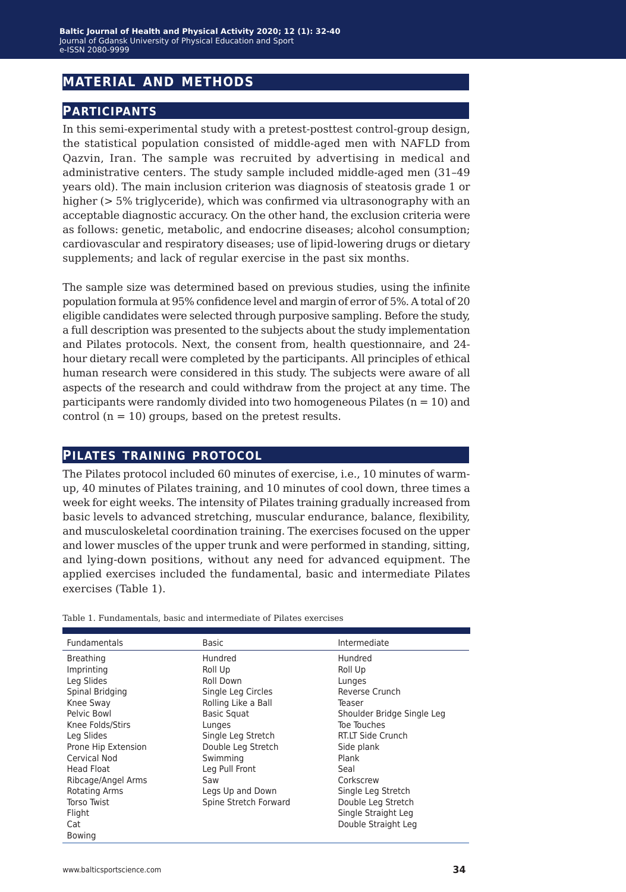# MATERIAL AND METHODS

## PARTICIPANTS

In this semi-experimental study with a pretest-posttest control-group design, the statistical population consisted of middle-aged men with NAFLD from Qazvin, Iran. The sample was recruited by advertising in medical and administrative centers. The study sample included middle-aged men (31–49 years old). The main inclusion criterion was diagnosis of steatosis grade 1 or higher (> 5% triglyceride), which was confirmed via ultrasonography with an acceptable diagnostic accuracy. On the other hand, the exclusion criteria were as follows: genetic, metabolic, and endocrine diseases; alcohol consumption; cardiovascular and respiratory diseases; use of lipid-lowering drugs or dietary supplements; and lack of regular exercise in the past six months.

The sample size was determined based on previous studies, using the infinite population formula at 95% confidence level and margin of error of 5%. A total of 20 eligible candidates were selected through purposive sampling. Before the study, a full description was presented to the subjects about the study implementation and Pilates protocols. Next, the consent from, health questionnaire, and 24-hour dietary recall were completed by the participants. All principles of ethical human research were considered in this study. The subjects were aware of all aspects of the research and could withdraw from the project at any time. The participants were randomly divided into two homogeneous Pilates (n = 10) and control (n = 10) groups, based on the pretest results.

## PILATES TRAINING PROTOCOL

The Pilates protocol included 60 minutes of exercise, i.e., 10 minutes of warm-up, 40 minutes of Pilates training, and 10 minutes of cool down, three times a week for eight weeks. The intensity of Pilates training gradually increased from basic levels to advanced stretching, muscular endurance, balance, flexibility, and musculoskeletal coordination training. The exercises focused on the upper and lower muscles of the upper trunk and were performed in standing, sitting, and lying-down positions, without any need for advanced equipment. The applied exercises included the fundamental, basic and intermediate Pilates exercises (Table 1).

Table 1. Fundamentals, basic and intermediate of Pilates exercises

| Fundamentals | Basic | Intermediate |
|---|---|---|
| Breathing | Hundred | Hundred |
| Imprinting | Roll Up | Roll Up |
| Leg Slides | Roll Down | Lunges |
| Spinal Bridging | Single Leg Circles | Reverse Crunch |
| Knee Sway | Rolling Like a Ball | Teaser |
| Pelvic Bowl | Basic Squat | Shoulder Bridge Single Leg |
| Knee Folds/Stirs | Lunges | Toe Touches |
| Leg Slides | Single Leg Stretch | RT.LT Side Crunch |
| Prone Hip Extension | Double Leg Stretch | Side plank |
| Cervical Nod | Swimming | Plank |
| Head Float | Leg Pull Front | Seal |
| Ribcage/Angel Arms | Saw | Corkscrew |
| Rotating Arms | Legs Up and Down | Single Leg Stretch |
| Torso Twist | Spine Stretch Forward | Double Leg Stretch |
| Flight | | Single Straight Leg |
| Cat | | Double Straight Leg |
| Bowing | | |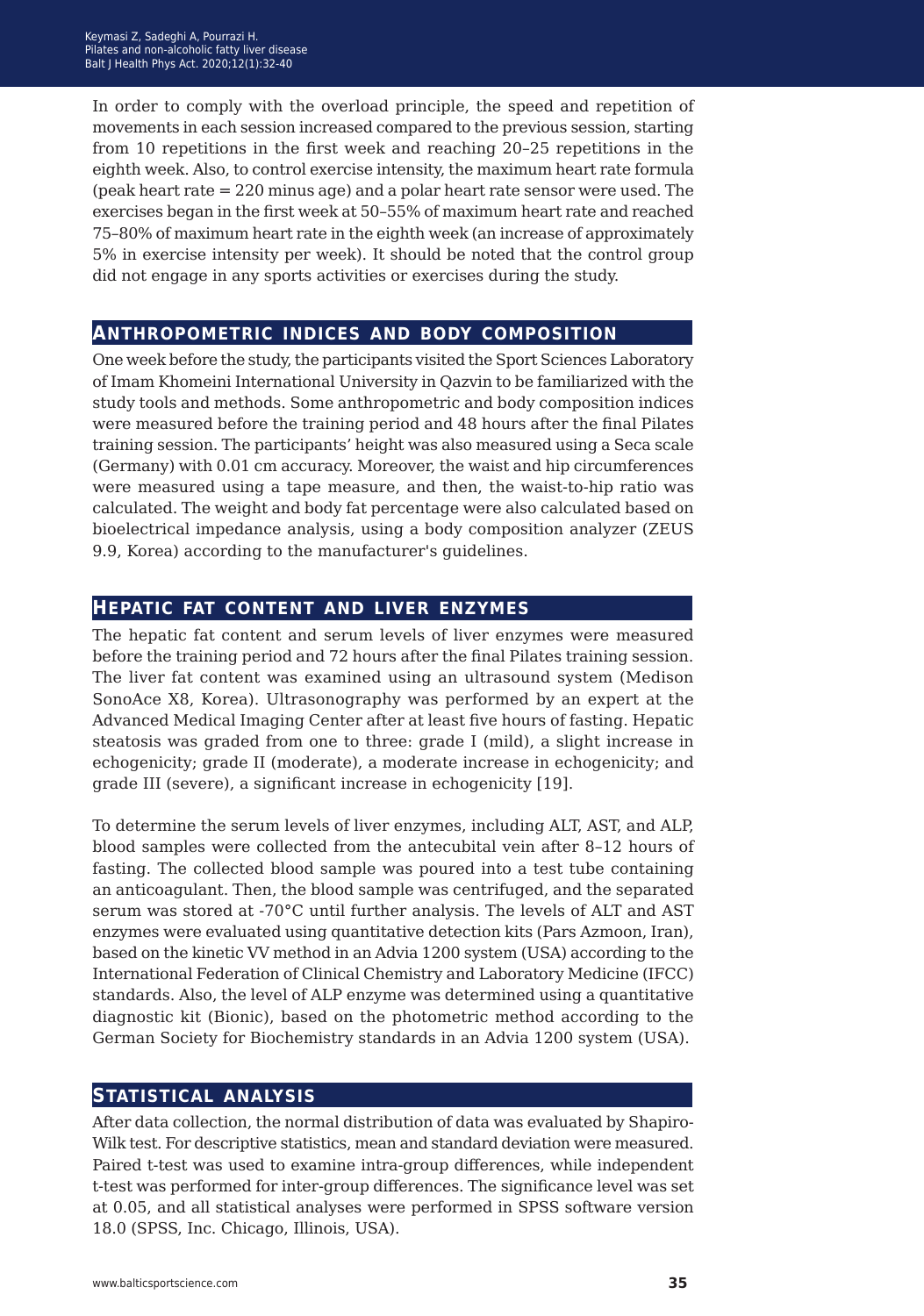In order to comply with the overload principle, the speed and repetition of movements in each session increased compared to the previous session, starting from 10 repetitions in the first week and reaching 20–25 repetitions in the eighth week. Also, to control exercise intensity, the maximum heart rate formula (peak heart rate = 220 minus age) and a polar heart rate sensor were used. The exercises began in the first week at 50–55% of maximum heart rate and reached 75–80% of maximum heart rate in the eighth week (an increase of approximately 5% in exercise intensity per week). It should be noted that the control group did not engage in any sports activities or exercises during the study.

## Anthropometric indices and body composition

One week before the study, the participants visited the Sport Sciences Laboratory of Imam Khomeini International University in Qazvin to be familiarized with the study tools and methods. Some anthropometric and body composition indices were measured before the training period and 48 hours after the final Pilates training session. The participants' height was also measured using a Seca scale (Germany) with 0.01 cm accuracy. Moreover, the waist and hip circumferences were measured using a tape measure, and then, the waist-to-hip ratio was calculated. The weight and body fat percentage were also calculated based on bioelectrical impedance analysis, using a body composition analyzer (ZEUS 9.9, Korea) according to the manufacturer's guidelines.

## Hepatic fat content and liver enzymes

The hepatic fat content and serum levels of liver enzymes were measured before the training period and 72 hours after the final Pilates training session. The liver fat content was examined using an ultrasound system (Medison SonoAce X8, Korea). Ultrasonography was performed by an expert at the Advanced Medical Imaging Center after at least five hours of fasting. Hepatic steatosis was graded from one to three: grade I (mild), a slight increase in echogenicity; grade II (moderate), a moderate increase in echogenicity; and grade III (severe), a significant increase in echogenicity [19].

To determine the serum levels of liver enzymes, including ALT, AST, and ALP, blood samples were collected from the antecubital vein after 8–12 hours of fasting. The collected blood sample was poured into a test tube containing an anticoagulant. Then, the blood sample was centrifuged, and the separated serum was stored at -70°C until further analysis. The levels of ALT and AST enzymes were evaluated using quantitative detection kits (Pars Azmoon, Iran), based on the kinetic VV method in an Advia 1200 system (USA) according to the International Federation of Clinical Chemistry and Laboratory Medicine (IFCC) standards. Also, the level of ALP enzyme was determined using a quantitative diagnostic kit (Bionic), based on the photometric method according to the German Society for Biochemistry standards in an Advia 1200 system (USA).

## Statistical analysis

After data collection, the normal distribution of data was evaluated by Shapiro-Wilk test. For descriptive statistics, mean and standard deviation were measured. Paired t-test was used to examine intra-group differences, while independent t-test was performed for inter-group differences. The significance level was set at 0.05, and all statistical analyses were performed in SPSS software version 18.0 (SPSS, Inc. Chicago, Illinois, USA).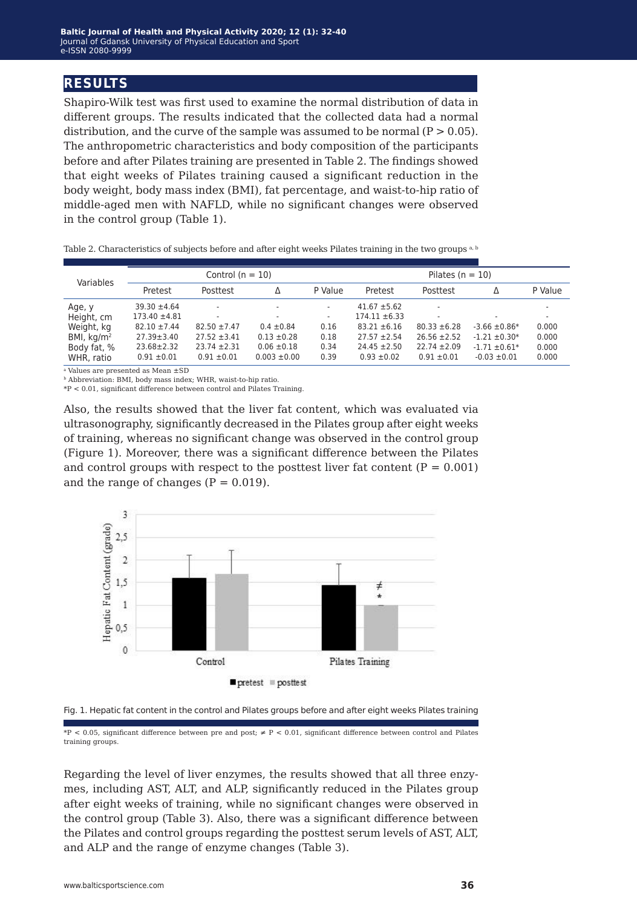## RESULTS

Shapiro-Wilk test was first used to examine the normal distribution of data in different groups. The results indicated that the collected data had a normal distribution, and the curve of the sample was assumed to be normal (P > 0.05). The anthropometric characteristics and body composition of the participants before and after Pilates training are presented in Table 2. The findings showed that eight weeks of Pilates training caused a significant reduction in the body weight, body mass index (BMI), fat percentage, and waist-to-hip ratio of middle-aged men with NAFLD, while no significant changes were observed in the control group (Table 1).

Table 2. Characteristics of subjects before and after eight weeks Pilates training in the two groups [a, b]

| Variables | Control (n = 10) | | | | Pilates (n = 10) | | | |
|---|---|---|---|---|---|---|---|---|
| | Pretest | Posttest | Δ | P Value | Pretest | Posttest | Δ | P Value |
| Age, y | 39.30 ±4.64 | - | - | - | 41.67 ±5.62 | - | | - |
| Height, cm | 173.40 ±4.81 | - | - | - | 174.11 ±6.33 | - | - | - |
| Weight, kg | 82.10 ±7.44 | 82.50 ±7.47 | 0.4 ±0.84 | 0.16 | 83.21 ±6.16 | 80.33 ±6.28 | -3.66 ±0.86* | 0.000 |
| BMI, kg/m² | 27.39±3.40 | 27.52 ±3.41 | 0.13 ±0.28 | 0.18 | 27.57 ±2.54 | 26.56 ±2.52 | -1.21 ±0.30* | 0.000 |
| Body fat, % | 23.68±2.32 | 23.74 ±2.31 | 0.06 ±0.18 | 0.34 | 24.45 ±2.50 | 22.74 ±2.09 | -1.71 ±0.61* | 0.000 |
| WHR, ratio | 0.91 ±0.01 | 0.91 ±0.01 | 0.003 ±0.00 | 0.39 | 0.93 ±0.02 | 0.91 ±0.01 | -0.03 ±0.01 | 0.000 |

[a] Values are presented as Mean ±SD
[b] Abbreviation: BMI, body mass index; WHR, waist-to-hip ratio.
*P < 0.01, significant difference between control and Pilates Training.

Also, the results showed that the liver fat content, which was evaluated via ultrasonography, significantly decreased in the Pilates group after eight weeks of training, whereas no significant change was observed in the control group (Figure 1). Moreover, there was a significant difference between the Pilates and control groups with respect to the posttest liver fat content (P = 0.001) and the range of changes (P = 0.019).

Fig. 1. Hepatic fat content in the control and Pilates groups before and after eight weeks Pilates training

*P < 0.05, significant difference between pre and post; ≠ P < 0.01, significant difference between control and Pilates training groups.

Regarding the level of liver enzymes, the results showed that all three enzymes, including AST, ALT, and ALP, significantly reduced in the Pilates group after eight weeks of training, while no significant changes were observed in the control group (Table 3). Also, there was a significant difference between the Pilates and control groups regarding the posttest serum levels of AST, ALT, and ALP and the range of enzyme changes (Table 3).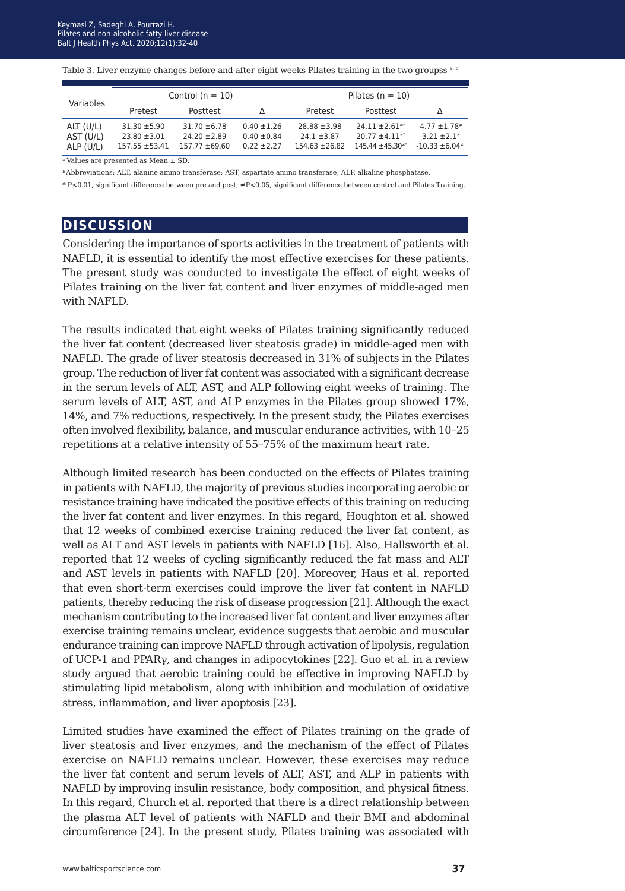Table 3. Liver enzyme changes before and after eight weeks Pilates training in the two groupss [a, b]

| Variables | Control (n = 10) | | | Pilates (n = 10) | | |
|---|---|---|---|---|---|---|
| | Pretest | Posttest | Δ | Pretest | Posttest | Δ |
| ALT (U/L) | 31.30 ±5.90 | 31.70 ±6.78 | 0.40 ±1.26 | 28.88 ±3.98 | 24.11 ±2.61≠* | -4.77 ±1.78≠ |
| AST (U/L) | 23.80 ±3.01 | 24.20 ±2.89 | 0.40 ±0.84 | 24.1 ±3.87 | 20.77 ±4.11≠* | -3.21 ±2.1≠ |
| ALP (U/L) | 157.55 ±53.41 | 157.77 ±69.60 | 0.22 ±2.27 | 154.63 ±26.82 | 145.44 ±45.30≠* | -10.33 ±6.04≠ |

[a] Values are presented as Mean ± SD.

[b] Abbreviations: ALT, alanine amino transferase; AST, aspartate amino transferase; ALP, alkaline phosphatase.

* P<0.01, significant difference between pre and post; ≠P<0.05, significant difference between control and Pilates Training.

## DISCUSSION

Considering the importance of sports activities in the treatment of patients with NAFLD, it is essential to identify the most effective exercises for these patients. The present study was conducted to investigate the effect of eight weeks of Pilates training on the liver fat content and liver enzymes of middle-aged men with NAFLD.

The results indicated that eight weeks of Pilates training significantly reduced the liver fat content (decreased liver steatosis grade) in middle-aged men with NAFLD. The grade of liver steatosis decreased in 31% of subjects in the Pilates group. The reduction of liver fat content was associated with a significant decrease in the serum levels of ALT, AST, and ALP following eight weeks of training. The serum levels of ALT, AST, and ALP enzymes in the Pilates group showed 17%, 14%, and 7% reductions, respectively. In the present study, the Pilates exercises often involved flexibility, balance, and muscular endurance activities, with 10–25 repetitions at a relative intensity of 55–75% of the maximum heart rate.

Although limited research has been conducted on the effects of Pilates training in patients with NAFLD, the majority of previous studies incorporating aerobic or resistance training have indicated the positive effects of this training on reducing the liver fat content and liver enzymes. In this regard, Houghton et al. showed that 12 weeks of combined exercise training reduced the liver fat content, as well as ALT and AST levels in patients with NAFLD [16]. Also, Hallsworth et al. reported that 12 weeks of cycling significantly reduced the fat mass and ALT and AST levels in patients with NAFLD [20]. Moreover, Haus et al. reported that even short-term exercises could improve the liver fat content in NAFLD patients, thereby reducing the risk of disease progression [21]. Although the exact mechanism contributing to the increased liver fat content and liver enzymes after exercise training remains unclear, evidence suggests that aerobic and muscular endurance training can improve NAFLD through activation of lipolysis, regulation of UCP-1 and PPARγ, and changes in adipocytokines [22]. Guo et al. in a review study argued that aerobic training could be effective in improving NAFLD by stimulating lipid metabolism, along with inhibition and modulation of oxidative stress, inflammation, and liver apoptosis [23].

Limited studies have examined the effect of Pilates training on the grade of liver steatosis and liver enzymes, and the mechanism of the effect of Pilates exercise on NAFLD remains unclear. However, these exercises may reduce the liver fat content and serum levels of ALT, AST, and ALP in patients with NAFLD by improving insulin resistance, body composition, and physical fitness. In this regard, Church et al. reported that there is a direct relationship between the plasma ALT level of patients with NAFLD and their BMI and abdominal circumference [24]. In the present study, Pilates training was associated with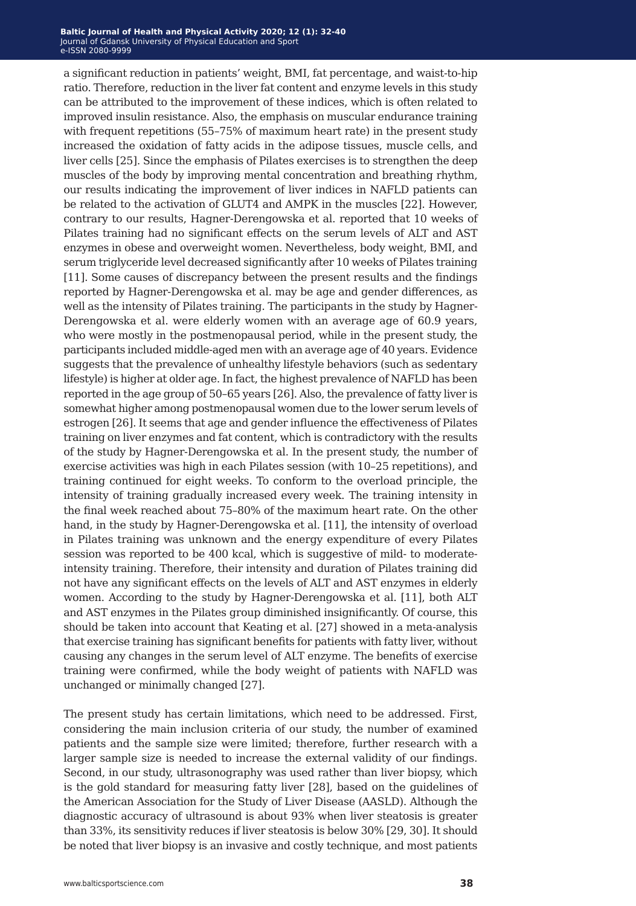a significant reduction in patients' weight, BMI, fat percentage, and waist-to-hip ratio. Therefore, reduction in the liver fat content and enzyme levels in this study can be attributed to the improvement of these indices, which is often related to improved insulin resistance. Also, the emphasis on muscular endurance training with frequent repetitions (55–75% of maximum heart rate) in the present study increased the oxidation of fatty acids in the adipose tissues, muscle cells, and liver cells [25]. Since the emphasis of Pilates exercises is to strengthen the deep muscles of the body by improving mental concentration and breathing rhythm, our results indicating the improvement of liver indices in NAFLD patients can be related to the activation of GLUT4 and AMPK in the muscles [22]. However, contrary to our results, Hagner-Derengowska et al. reported that 10 weeks of Pilates training had no significant effects on the serum levels of ALT and AST enzymes in obese and overweight women. Nevertheless, body weight, BMI, and serum triglyceride level decreased significantly after 10 weeks of Pilates training [11]. Some causes of discrepancy between the present results and the findings reported by Hagner-Derengowska et al. may be age and gender differences, as well as the intensity of Pilates training. The participants in the study by Hagner-Derengowska et al. were elderly women with an average age of 60.9 years, who were mostly in the postmenopausal period, while in the present study, the participants included middle-aged men with an average age of 40 years. Evidence suggests that the prevalence of unhealthy lifestyle behaviors (such as sedentary lifestyle) is higher at older age. In fact, the highest prevalence of NAFLD has been reported in the age group of 50–65 years [26]. Also, the prevalence of fatty liver is somewhat higher among postmenopausal women due to the lower serum levels of estrogen [26]. It seems that age and gender influence the effectiveness of Pilates training on liver enzymes and fat content, which is contradictory with the results of the study by Hagner-Derengowska et al. In the present study, the number of exercise activities was high in each Pilates session (with 10–25 repetitions), and training continued for eight weeks. To conform to the overload principle, the intensity of training gradually increased every week. The training intensity in the final week reached about 75–80% of the maximum heart rate. On the other hand, in the study by Hagner-Derengowska et al. [11], the intensity of overload in Pilates training was unknown and the energy expenditure of every Pilates session was reported to be 400 kcal, which is suggestive of mild- to moderate-intensity training. Therefore, their intensity and duration of Pilates training did not have any significant effects on the levels of ALT and AST enzymes in elderly women. According to the study by Hagner-Derengowska et al. [11], both ALT and AST enzymes in the Pilates group diminished insignificantly. Of course, this should be taken into account that Keating et al. [27] showed in a meta-analysis that exercise training has significant benefits for patients with fatty liver, without causing any changes in the serum level of ALT enzyme. The benefits of exercise training were confirmed, while the body weight of patients with NAFLD was unchanged or minimally changed [27].

The present study has certain limitations, which need to be addressed. First, considering the main inclusion criteria of our study, the number of examined patients and the sample size were limited; therefore, further research with a larger sample size is needed to increase the external validity of our findings. Second, in our study, ultrasonography was used rather than liver biopsy, which is the gold standard for measuring fatty liver [28], based on the guidelines of the American Association for the Study of Liver Disease (AASLD). Although the diagnostic accuracy of ultrasound is about 93% when liver steatosis is greater than 33%, its sensitivity reduces if liver steatosis is below 30% [29, 30]. It should be noted that liver biopsy is an invasive and costly technique, and most patients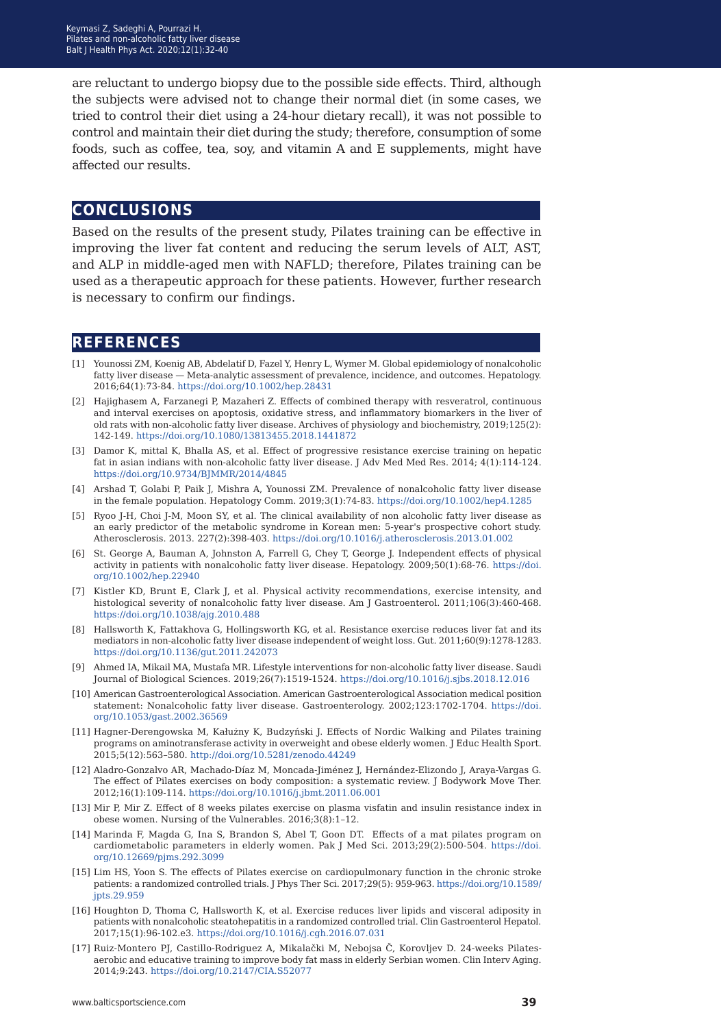are reluctant to undergo biopsy due to the possible side effects. Third, although the subjects were advised not to change their normal diet (in some cases, we tried to control their diet using a 24-hour dietary recall), it was not possible to control and maintain their diet during the study; therefore, consumption of some foods, such as coffee, tea, soy, and vitamin A and E supplements, might have affected our results.

## CONCLUSIONS

Based on the results of the present study, Pilates training can be effective in improving the liver fat content and reducing the serum levels of ALT, AST, and ALP in middle-aged men with NAFLD; therefore, Pilates training can be used as a therapeutic approach for these patients. However, further research is necessary to confirm our findings.

## REFERENCES

[1] Younossi ZM, Koenig AB, Abdelatif D, Fazel Y, Henry L, Wymer M. Global epidemiology of nonalcoholic fatty liver disease — Meta-analytic assessment of prevalence, incidence, and outcomes. Hepatology. 2016;64(1):73-84. https://doi.org/10.1002/hep.28431

[2] Hajighasem A, Farzanegi P, Mazaheri Z. Effects of combined therapy with resveratrol, continuous and interval exercises on apoptosis, oxidative stress, and inflammatory biomarkers in the liver of old rats with non-alcoholic fatty liver disease. Archives of physiology and biochemistry, 2019;125(2): 142-149. https://doi.org/10.1080/13813455.2018.1441872

[3] Damor K, mittal K, Bhalla AS, et al. Effect of progressive resistance exercise training on hepatic fat in asian indians with non-alcoholic fatty liver disease. J Adv Med Med Res. 2014; 4(1):114-124. https://doi.org/10.9734/BJMMR/2014/4845

[4] Arshad T, Golabi P, Paik J, Mishra A, Younossi ZM. Prevalence of nonalcoholic fatty liver disease in the female population. Hepatology Comm. 2019;3(1):74-83. https://doi.org/10.1002/hep4.1285

[5] Ryoo J-H, Choi J-M, Moon SY, et al. The clinical availability of non alcoholic fatty liver disease as an early predictor of the metabolic syndrome in Korean men: 5-year's prospective cohort study. Atherosclerosis. 2013. 227(2):398-403. https://doi.org/10.1016/j.atherosclerosis.2013.01.002

[6] St. George A, Bauman A, Johnston A, Farrell G, Chey T, George J. Independent effects of physical activity in patients with nonalcoholic fatty liver disease. Hepatology. 2009;50(1):68-76. https://doi.org/10.1002/hep.22940

[7] Kistler KD, Brunt E, Clark J, et al. Physical activity recommendations, exercise intensity, and histological severity of nonalcoholic fatty liver disease. Am J Gastroenterol. 2011;106(3):460-468. https://doi.org/10.1038/ajg.2010.488

[8] Hallsworth K, Fattakhova G, Hollingsworth KG, et al. Resistance exercise reduces liver fat and its mediators in non-alcoholic fatty liver disease independent of weight loss. Gut. 2011;60(9):1278-1283. https://doi.org/10.1136/gut.2011.242073

[9] Ahmed IA, Mikail MA, Mustafa MR. Lifestyle interventions for non-alcoholic fatty liver disease. Saudi Journal of Biological Sciences. 2019;26(7):1519-1524. https://doi.org/10.1016/j.sjbs.2018.12.016

[10] American Gastroenterological Association. American Gastroenterological Association medical position statement: Nonalcoholic fatty liver disease. Gastroenterology. 2002;123:1702-1704. https://doi.org/10.1053/gast.2002.36569

[11] Hagner-Derengowska M, Kałużny K, Budzyński J. Effects of Nordic Walking and Pilates training programs on aminotransferase activity in overweight and obese elderly women. J Educ Health Sport. 2015;5(12):563–580. http://doi.org/10.5281/zenodo.44249

[12] Aladro-Gonzalvo AR, Machado-Díaz M, Moncada-Jiménez J, Hernández-Elizondo J, Araya-Vargas G. The effect of Pilates exercises on body composition: a systematic review. J Bodywork Move Ther. 2012;16(1):109-114. https://doi.org/10.1016/j.jbmt.2011.06.001

[13] Mir P, Mir Z. Effect of 8 weeks pilates exercise on plasma visfatin and insulin resistance index in obese women. Nursing of the Vulnerables. 2016;3(8):1–12.

[14] Marinda F, Magda G, Ina S, Brandon S, Abel T, Goon DT. Effects of a mat pilates program on cardiometabolic parameters in elderly women. Pak J Med Sci. 2013;29(2):500-504. https://doi.org/10.12669/pjms.292.3099

[15] Lim HS, Yoon S. The effects of Pilates exercise on cardiopulmonary function in the chronic stroke patients: a randomized controlled trials. J Phys Ther Sci. 2017;29(5): 959-963. https://doi.org/10.1589/jpts.29.959

[16] Houghton D, Thoma C, Hallsworth K, et al. Exercise reduces liver lipids and visceral adiposity in patients with nonalcoholic steatohepatitis in a randomized controlled trial. Clin Gastroenterol Hepatol. 2017;15(1):96-102.e3. https://doi.org/10.1016/j.cgh.2016.07.031

[17] Ruiz-Montero PJ, Castillo-Rodriguez A, Mikalački M, Nebojsa Č, Korovljev D. 24-weeks Pilates-aerobic and educative training to improve body fat mass in elderly Serbian women. Clin Interv Aging. 2014;9:243. https://doi.org/10.2147/CIA.S52077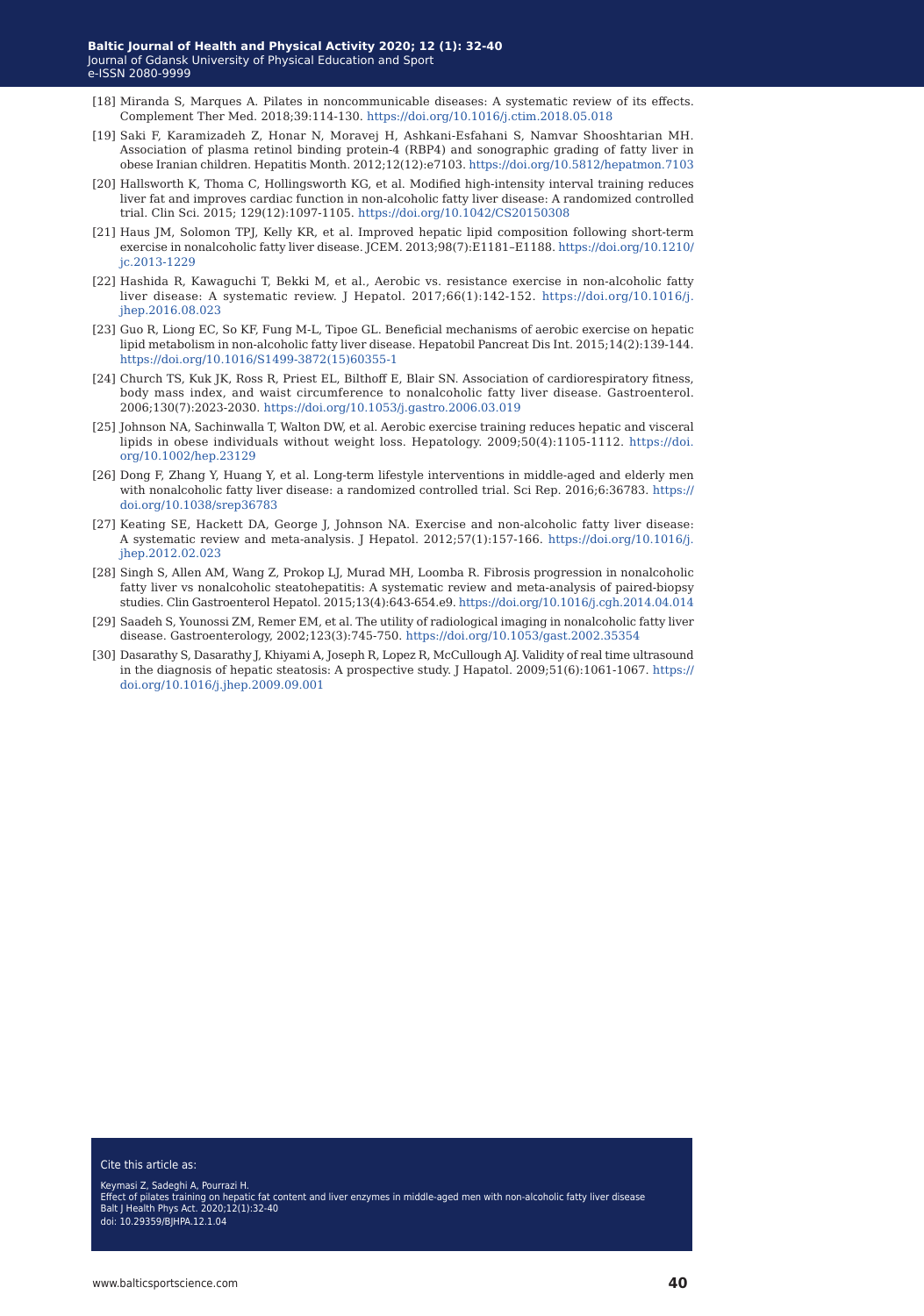[18] Miranda S, Marques A. Pilates in noncommunicable diseases: A systematic review of its effects. Complement Ther Med. 2018;39:114-130. https://doi.org/10.1016/j.ctim.2018.05.018

[19] Saki F, Karamizadeh Z, Honar N, Moravej H, Ashkani-Esfahani S, Namvar Shooshtarian MH. Association of plasma retinol binding protein-4 (RBP4) and sonographic grading of fatty liver in obese Iranian children. Hepatitis Month. 2012;12(12):e7103. https://doi.org/10.5812/hepatmon.7103

[20] Hallsworth K, Thoma C, Hollingsworth KG, et al. Modified high-intensity interval training reduces liver fat and improves cardiac function in non-alcoholic fatty liver disease: A randomized controlled trial. Clin Sci. 2015; 129(12):1097-1105. https://doi.org/10.1042/CS20150308

[21] Haus JM, Solomon TPJ, Kelly KR, et al. Improved hepatic lipid composition following short-term exercise in nonalcoholic fatty liver disease. JCEM. 2013;98(7):E1181–E1188. https://doi.org/10.1210/jc.2013-1229

[22] Hashida R, Kawaguchi T, Bekki M, et al., Aerobic vs. resistance exercise in non-alcoholic fatty liver disease: A systematic review. J Hepatol. 2017;66(1):142-152. https://doi.org/10.1016/j.jhep.2016.08.023

[23] Guo R, Liong EC, So KF, Fung M-L, Tipoe GL. Beneficial mechanisms of aerobic exercise on hepatic lipid metabolism in non-alcoholic fatty liver disease. Hepatobil Pancreat Dis Int. 2015;14(2):139-144. https://doi.org/10.1016/S1499-3872(15)60355-1

[24] Church TS, Kuk JK, Ross R, Priest EL, Bilthoff E, Blair SN. Association of cardiorespiratory fitness, body mass index, and waist circumference to nonalcoholic fatty liver disease. Gastroenterol. 2006;130(7):2023-2030. https://doi.org/10.1053/j.gastro.2006.03.019

[25] Johnson NA, Sachinwalla T, Walton DW, et al. Aerobic exercise training reduces hepatic and visceral lipids in obese individuals without weight loss. Hepatology. 2009;50(4):1105-1112. https://doi.org/10.1002/hep.23129

[26] Dong F, Zhang Y, Huang Y, et al. Long-term lifestyle interventions in middle-aged and elderly men with nonalcoholic fatty liver disease: a randomized controlled trial. Sci Rep. 2016;6:36783. https://doi.org/10.1038/srep36783

[27] Keating SE, Hackett DA, George J, Johnson NA. Exercise and non-alcoholic fatty liver disease: A systematic review and meta-analysis. J Hepatol. 2012;57(1):157-166. https://doi.org/10.1016/j.jhep.2012.02.023

[28] Singh S, Allen AM, Wang Z, Prokop LJ, Murad MH, Loomba R. Fibrosis progression in nonalcoholic fatty liver vs nonalcoholic steatohepatitis: A systematic review and meta-analysis of paired-biopsy studies. Clin Gastroenterol Hepatol. 2015;13(4):643-654.e9. https://doi.org/10.1016/j.cgh.2014.04.014

[29] Saadeh S, Younossi ZM, Remer EM, et al. The utility of radiological imaging in nonalcoholic fatty liver disease. Gastroenterology, 2002;123(3):745-750. https://doi.org/10.1053/gast.2002.35354

[30] Dasarathy S, Dasarathy J, Khiyami A, Joseph R, Lopez R, McCullough AJ. Validity of real time ultrasound in the diagnosis of hepatic steatosis: A prospective study. J Hapatol. 2009;51(6):1061-1067. https://doi.org/10.1016/j.jhep.2009.09.001

Cite this article as:

Keymasi Z, Sadeghi A, Pourrazi H.
Effect of pilates training on hepatic fat content and liver enzymes in middle-aged men with non-alcoholic fatty liver disease
Balt J Health Phys Act. 2020;12(1):32-40
doi: 10.29359/BJHPA.12.1.04